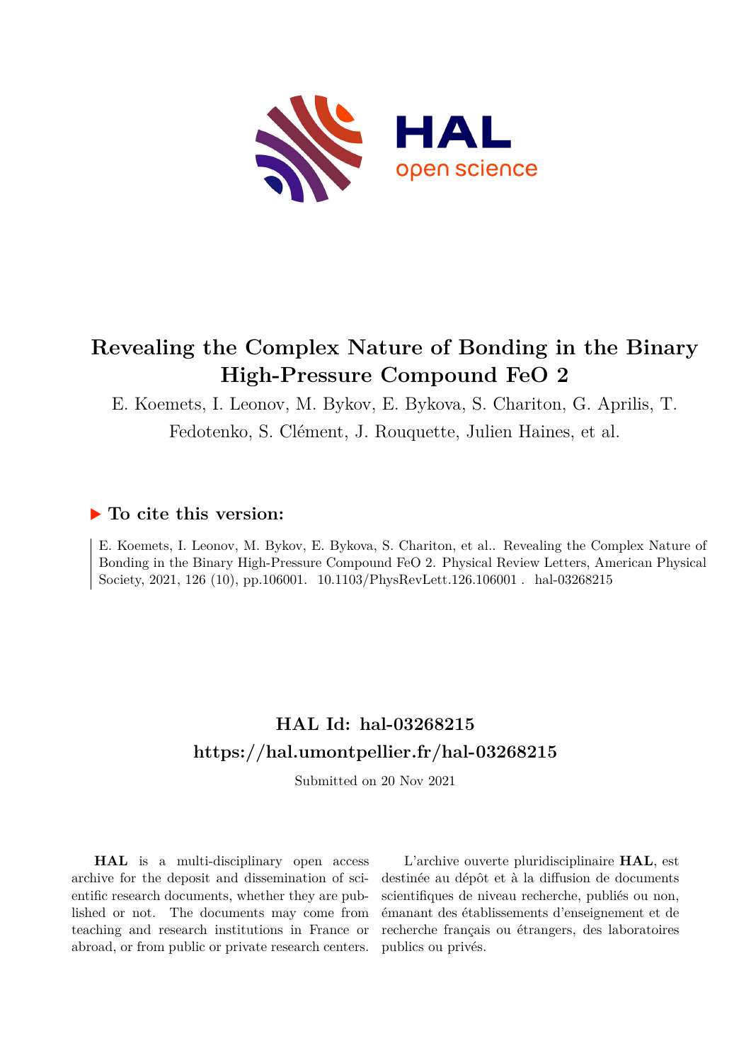# Revealing the Complex Nature of Bonding in the Binary High-Pressure Compound FeO 2

E. Koemets, I. Leonov, M. Bykov, E. Bykova, S. Chariton, G. Aprilis, T. Fedotenko, S. Clément, J. Rouquette, Julien Haines, et al.

## ▶ To cite this version:

E. Koemets, I. Leonov, M. Bykov, E. Bykova, S. Chariton, et al.. Revealing the Complex Nature of Bonding in the Binary High-Pressure Compound FeO 2. Physical Review Letters, American Physical Society, 2021, 126 (10), pp.106001. 10.1103/PhysRevLett.126.106001 . hal-03268215

## HAL Id: hal-03268215

## https://hal.umontpellier.fr/hal-03268215

Submitted on 20 Nov 2021

**HAL** is a multi-disciplinary open access archive for the deposit and dissemination of scientific research documents, whether they are published or not. The documents may come from teaching and research institutions in France or abroad, or from public or private research centers.

L'archive ouverte pluridisciplinaire **HAL**, est destinée au dépôt et à la diffusion de documents scientifiques de niveau recherche, publiés ou non, émanant des établissements d'enseignement et de recherche français ou étrangers, des laboratoires publics ou privés.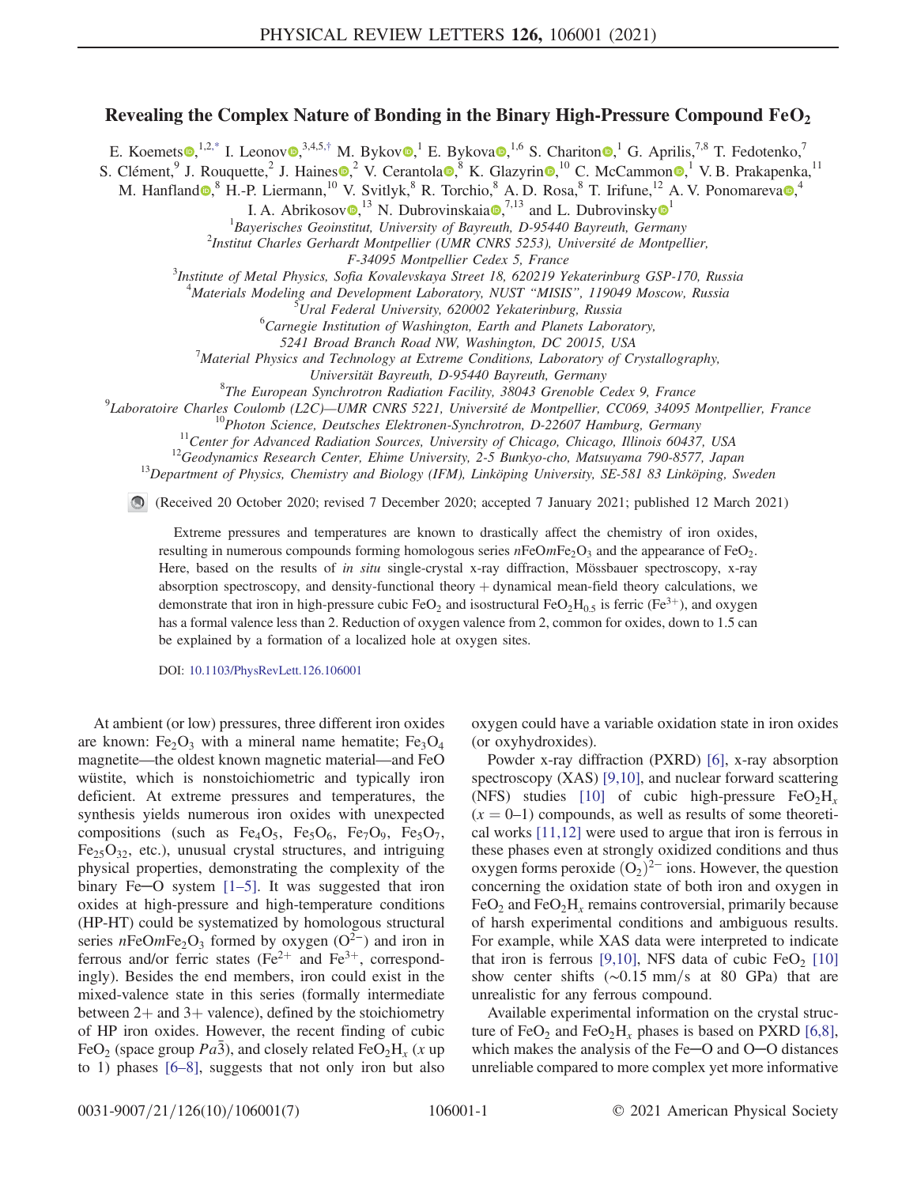# Revealing the Complex Nature of Bonding in the Binary High-Pressure Compound $FeO_2$

E. Koemets,[1,2,*] I. Leonov,[3,4,5,†] M. Bykov,[1] E. Bykova,[1,6] S. Chariton,[1] G. Aprilis,[7,8] T. Fedotenko,[7] S. Clément,[9] J. Rouquette,[2] J. Haines,[2] V. Cerantola,[8] K. Glazyrin,[10] C. McCammon,[1] V. B. Prakapenka,[11] M. Hanfland,[8] H.-P. Liermann,[10] V. Svitlyk,[8] R. Torchio,[8] A. D. Rosa,[8] T. Irifune,[12] A. V. Ponomareva,[4] I. A. Abrikosov,[13] N. Dubrovinskaia,[7,13] and L. Dubrovinsky[1]

[1]Bayerisches Geoinstitut, University of Bayreuth, D-95440 Bayreuth, Germany
[2]Institut Charles Gerhardt Montpellier (UMR CNRS 5253), Université de Montpellier, F-34095 Montpellier Cedex 5, France
[3]Institute of Metal Physics, Sofia Kovalevskaya Street 18, 620219 Yekaterinburg GSP-170, Russia
[4]Materials Modeling and Development Laboratory, NUST "MISIS", 119049 Moscow, Russia
[5]Ural Federal University, 620002 Yekaterinburg, Russia
[6]Carnegie Institution of Washington, Earth and Planets Laboratory, 5241 Broad Branch Road NW, Washington, DC 20015, USA
[7]Material Physics and Technology at Extreme Conditions, Laboratory of Crystallography, Universität Bayreuth, D-95440 Bayreuth, Germany
[8]The European Synchrotron Radiation Facility, 38043 Grenoble Cedex 9, France
[9]Laboratoire Charles Coulomb (L2C)—UMR CNRS 5221, Université de Montpellier, CC069, 34095 Montpellier, France
[10]Photon Science, Deutsches Elektronen-Synchrotron, D-22607 Hamburg, Germany
[11]Center for Advanced Radiation Sources, University of Chicago, Chicago, Illinois 60437, USA
[12]Geodynamics Research Center, Ehime University, 2-5 Bunkyo-cho, Matsuyama 790-8577, Japan
[13]Department of Physics, Chemistry and Biology (IFM), Linköping University, SE-581 83 Linköping, Sweden

(Received 20 October 2020; revised 7 December 2020; accepted 7 January 2021; published 12 March 2021)

Extreme pressures and temperatures are known to drastically affect the chemistry of iron oxides, resulting in numerous compounds forming homologous series $n$FeO$m$Fe$_2$O$_3$ and the appearance of $FeO_2$. Here, based on the results of *in situ* single-crystal x-ray diffraction, Mössbauer spectroscopy, x-ray absorption spectroscopy, and density-functional theory + dynamical mean-field theory calculations, we demonstrate that iron in high-pressure cubic $FeO_2$ and isostructural $FeO_2H_{0.5}$ is ferric ($Fe^{3+}$), and oxygen has a formal valence less than 2. Reduction of oxygen valence from 2, common for oxides, down to 1.5 can be explained by a formation of a localized hole at oxygen sites.

DOI: 10.1103/PhysRevLett.126.106001

At ambient (or low) pressures, three different iron oxides are known: $Fe_2O_3$ with a mineral name hematite; $Fe_3O_4$ magnetite—the oldest known magnetic material—and FeO wüstite, which is nonstoichiometric and typically iron deficient. At extreme pressures and temperatures, the synthesis yields numerous iron oxides with unexpected compositions (such as $Fe_4O_5$, $Fe_5O_6$, $Fe_7O_9$, $Fe_5O_7$, $Fe_{25}O_{32}$, etc.), unusual crystal structures, and intriguing physical properties, demonstrating the complexity of the binary Fe─O system [1–5]. It was suggested that iron oxides at high-pressure and high-temperature conditions (HP-HT) could be systematized by homologous structural series $n$FeO$m$Fe$_2$O$_3$ formed by oxygen ($O^{2-}$) and iron in ferrous and/or ferric states ($Fe^{2+}$ and $Fe^{3+}$, correspondingly). Besides the end members, iron could exist in the mixed-valence state in this series (formally intermediate between 2+ and 3+ valence), defined by the stoichiometry of HP iron oxides. However, the recent finding of cubic $FeO_2$ (space group $Pa\bar{3}$), and closely related $FeO_2H_x$ ($x$ up to 1) phases [6–8], suggests that not only iron but also oxygen could have a variable oxidation state in iron oxides (or oxyhydroxides).

Powder x-ray diffraction (PXRD) [6], x-ray absorption spectroscopy (XAS) [9,10], and nuclear forward scattering (NFS) studies [10] of cubic high-pressure $FeO_2H_x$ ($x = 0$–1) compounds, as well as results of some theoretical works [11,12] were used to argue that iron is ferrous in these phases even at strongly oxidized conditions and thus oxygen forms peroxide $(O_2)^{2-}$ ions. However, the question concerning the oxidation state of both iron and oxygen in $FeO_2$ and $FeO_2H_x$ remains controversial, primarily because of harsh experimental conditions and ambiguous results. For example, while XAS data were interpreted to indicate that iron is ferrous [9,10], NFS data of cubic $FeO_2$ [10] show center shifts (~0.15 mm/s at 80 GPa) that are unrealistic for any ferrous compound.

Available experimental information on the crystal structure of $FeO_2$ and $FeO_2H_x$ phases is based on PXRD [6,8], which makes the analysis of the Fe─O and O─O distances unreliable compared to more complex yet more informative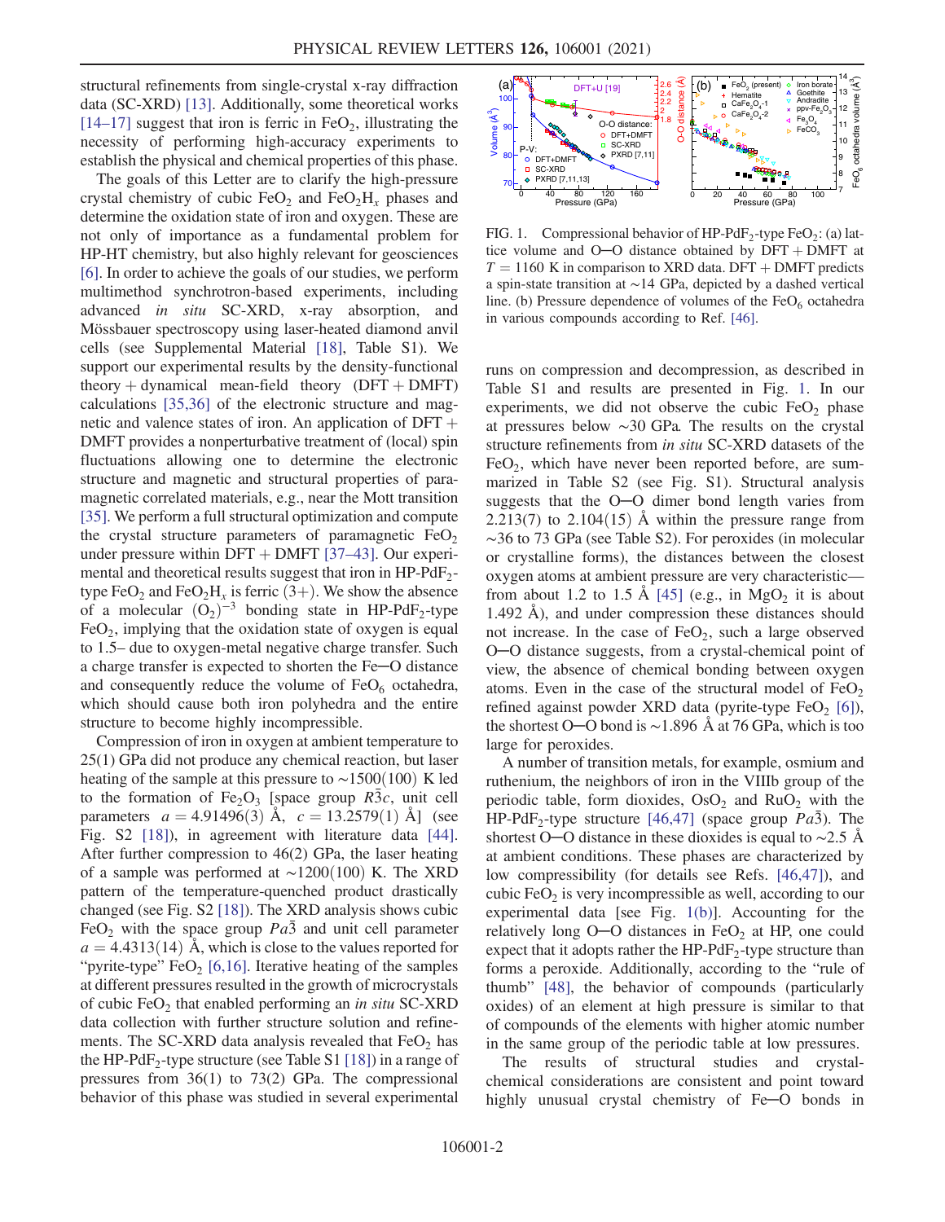structural refinements from single-crystal x-ray diffraction data (SC-XRD) [13]. Additionally, some theoretical works [14–17] suggest that iron is ferric in $FeO_2$, illustrating the necessity of performing high-accuracy experiments to establish the physical and chemical properties of this phase.

The goals of this Letter are to clarify the high-pressure crystal chemistry of cubic $FeO_2$ and $FeO_2H_x$ phases and determine the oxidation state of iron and oxygen. These are not only of importance as a fundamental problem for HP-HT chemistry, but also highly relevant for geosciences [6]. In order to achieve the goals of our studies, we perform multimethod synchrotron-based experiments, including advanced *in situ* SC-XRD, x-ray absorption, and Mössbauer spectroscopy using laser-heated diamond anvil cells (see Supplemental Material [18], Table S1). We support our experimental results by the density-functional theory + dynamical mean-field theory (DFT + DMFT) calculations [35,36] of the electronic structure and magnetic and valence states of iron. An application of DFT + DMFT provides a nonperturbative treatment of (local) spin fluctuations allowing one to determine the electronic structure and magnetic and structural properties of paramagnetic correlated materials, e.g., near the Mott transition [35]. We perform a full structural optimization and compute the crystal structure parameters of paramagnetic $FeO_2$ under pressure within DFT + DMFT [37–43]. Our experimental and theoretical results suggest that iron in HP-$PdF_2$-type $FeO_2$ and $FeO_2H_x$ is ferric (3+). We show the absence of a molecular $(O_2)^{-3}$ bonding state in HP-$PdF_2$-type $FeO_2$, implying that the oxidation state of oxygen is equal to 1.5– due to oxygen-metal negative charge transfer. Such a charge transfer is expected to shorten the Fe─O distance and consequently reduce the volume of $FeO_6$ octahedra, which should cause both iron polyhedra and the entire structure to become highly incompressible.

Compression of iron in oxygen at ambient temperature to 25(1) GPa did not produce any chemical reaction, but laser heating of the sample at this pressure to ~1500(100) K led to the formation of $Fe_2O_3$ [space group $R\bar{3}c$, unit cell parameters $a = 4.91496(3)$ Å, $c = 13.2579(1)$ Å] (see Fig. S2 [18]), in agreement with literature data [44]. After further compression to 46(2) GPa, the laser heating of a sample was performed at ~1200(100) K. The XRD pattern of the temperature-quenched product drastically changed (see Fig. S2 [18]). The XRD analysis shows cubic $FeO_2$ with the space group $Pa\bar{3}$ and unit cell parameter $a = 4.4313(14)$ Å, which is close to the values reported for "pyrite-type" $FeO_2$ [6,16]. Iterative heating of the samples at different pressures resulted in the growth of microcrystals of cubic $FeO_2$ that enabled performing an *in situ* SC-XRD data collection with further structure solution and refinements. The SC-XRD data analysis revealed that $FeO_2$ has the HP-$PdF_2$-type structure (see Table S1 [18]) in a range of pressures from 36(1) to 73(2) GPa. The compressional behavior of this phase was studied in several experimental runs on compression and decompression, as described in Table S1 and results are presented in Fig. 1. In our experiments, we did not observe the cubic $FeO_2$ phase at pressures below ~30 GPa. The results on the crystal structure refinements from *in situ* SC-XRD datasets of the $FeO_2$, which have never been reported before, are summarized in Table S2 (see Fig. S1). Structural analysis suggests that the O─O dimer bond length varies from 2.213(7) to 2.104(15) Å within the pressure range from ~36 to 73 GPa (see Table S2). For peroxides (in molecular or crystalline forms), the distances between the closest oxygen atoms at ambient pressure are very characteristic—from about 1.2 to 1.5 Å [45] (e.g., in $MgO_2$ it is about 1.492 Å), and under compression these distances should not increase. In the case of $FeO_2$, such a large observed O─O distance suggests, from a crystal-chemical point of view, the absence of chemical bonding between oxygen atoms. Even in the case of the structural model of $FeO_2$ refined against powder XRD data (pyrite-type $FeO_2$ [6]), the shortest O─O bond is ~1.896 Å at 76 GPa, which is too large for peroxides.

FIG. 1. Compressional behavior of HP-$PdF_2$-type $FeO_2$: (a) lattice volume and O─O distance obtained by DFT + DMFT at $T = 1160$ K in comparison to XRD data. DFT + DMFT predicts a spin-state transition at ~14 GPa, depicted by a dashed vertical line. (b) Pressure dependence of volumes of the $FeO_6$ octahedra in various compounds according to Ref. [46].

A number of transition metals, for example, osmium and ruthenium, the neighbors of iron in the VIIIb group of the periodic table, form dioxides, $OsO_2$ and $RuO_2$ with the HP-$PdF_2$-type structure [46,47] (space group $Pa\bar{3}$). The shortest O─O distance in these dioxides is equal to ~2.5 Å at ambient conditions. These phases are characterized by low compressibility (for details see Refs. [46,47]), and cubic $FeO_2$ is very incompressible as well, according to our experimental data [see Fig. 1(b)]. Accounting for the relatively long O─O distances in $FeO_2$ at HP, one could expect that it adopts rather the HP-$PdF_2$-type structure than forms a peroxide. Additionally, according to the "rule of thumb" [48], the behavior of compounds (particularly oxides) of an element at high pressure is similar to that of compounds of the elements with higher atomic number in the same group of the periodic table at low pressures.

The results of structural studies and crystal-chemical considerations are consistent and point toward highly unusual crystal chemistry of Fe─O bonds in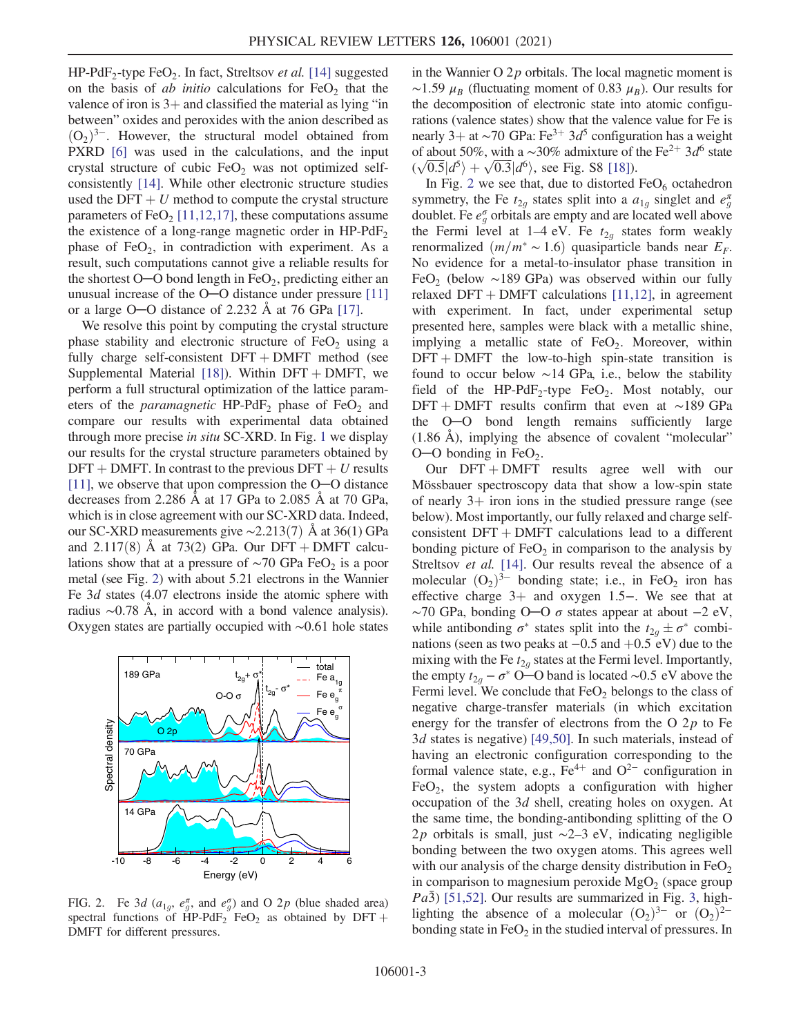HP-$PdF_2$-type $FeO_2$. In fact, Streltsov *et al.* [14] suggested on the basis of *ab initio* calculations for $FeO_2$ that the valence of iron is 3+ and classified the material as lying "in between" oxides and peroxides with the anion described as $(O_2)^{3-}$. However, the structural model obtained from PXRD [6] was used in the calculations, and the input crystal structure of cubic $FeO_2$ was not optimized self-consistently [14]. While other electronic structure studies used the DFT + $U$ method to compute the crystal structure parameters of $FeO_2$ [11,12,17], these computations assume the existence of a long-range magnetic order in HP-$PdF_2$ phase of $FeO_2$, in contradiction with experiment. As a result, such computations cannot give a reliable results for the shortest O─O bond length in $FeO_2$, predicting either an unusual increase of the O─O distance under pressure [11] or a large O─O distance of 2.232 Å at 76 GPa [17].

We resolve this point by computing the crystal structure phase stability and electronic structure of $FeO_2$ using a fully charge self-consistent DFT + DMFT method (see Supplemental Material [18]). Within DFT + DMFT, we perform a full structural optimization of the lattice parameters of the *paramagnetic* HP-$PdF_2$ phase of $FeO_2$ and compare our results with experimental data obtained through more precise *in situ* SC-XRD. In Fig. 1 we display our results for the crystal structure parameters obtained by DFT + DMFT. In contrast to the previous DFT + $U$ results [11], we observe that upon compression the O─O distance decreases from 2.286 Å at 17 GPa to 2.085 Å at 70 GPa, which is in close agreement with our SC-XRD data. Indeed, our SC-XRD measurements give ~2.213(7) Å at 36(1) GPa and 2.117(8) Å at 73(2) GPa. Our DFT + DMFT calculations show that at a pressure of ~70 GPa $FeO_2$ is a poor metal (see Fig. 2) with about 5.21 electrons in the Wannier Fe 3$d$ states (4.07 electrons inside the atomic sphere with radius ~0.78 Å, in accord with a bond valence analysis). Oxygen states are partially occupied with ~0.61 hole states in the Wannier O 2$p$ orbitals. The local magnetic moment is ~1.59 $\mu_B$ (fluctuating moment of 0.83 $\mu_B$). Our results for the decomposition of electronic state into atomic configurations (valence states) show that the valence value for Fe is nearly 3+ at ~70 GPa: $Fe^{3+}$ 3$d^5$ configuration has a weight of about 50%, with a ~30% admixture of the $Fe^{2+}$ 3$d^6$ state ($\sqrt{0.5}|d^5\rangle + \sqrt{0.3}|d^6\rangle$, see Fig. S8 [18]).

FIG. 2. Fe 3$d$ ($a_{1g}$, $e_g^\pi$, and $e_g^\sigma$) and O 2$p$ (blue shaded area) spectral functions of HP-$PdF_2$ $FeO_2$ as obtained by DFT + DMFT for different pressures.

In Fig. 2 we see that, due to distorted $FeO_6$ octahedron symmetry, the Fe $t_{2g}$ states split into a $a_{1g}$ singlet and $e_g^\pi$ doublet. Fe $e_g^\sigma$ orbitals are empty and are located well above the Fermi level at 1–4 eV. Fe $t_{2g}$ states form weakly renormalized ($m/m^* \sim 1.6$) quasiparticle bands near $E_F$. No evidence for a metal-to-insulator phase transition in $FeO_2$ (below ~189 GPa) was observed within our fully relaxed DFT + DMFT calculations [11,12], in agreement with experiment. In fact, under experimental setup presented here, samples were black with a metallic shine, implying a metallic state of $FeO_2$. Moreover, within DFT + DMFT the low-to-high spin-state transition is found to occur below ~14 GPa, i.e., below the stability field of the HP-$PdF_2$-type $FeO_2$. Most notably, our DFT + DMFT results confirm that even at ~189 GPa the O─O bond length remains sufficiently large (1.86 Å), implying the absence of covalent "molecular" O─O bonding in $FeO_2$.

Our DFT + DMFT results agree well with our Mössbauer spectroscopy data that show a low-spin state of nearly 3+ iron ions in the studied pressure range (see below). Most importantly, our fully relaxed and charge self-consistent DFT + DMFT calculations lead to a different bonding picture of $FeO_2$ in comparison to the analysis by Streltsov *et al.* [14]. Our results reveal the absence of a molecular $(O_2)^{3-}$ bonding state; i.e., in $FeO_2$ iron has effective charge 3+ and oxygen 1.5−. We see that at ~70 GPa, bonding O─O $\sigma$ states appear at about −2 eV, while antibonding $\sigma^*$ states split into the $t_{2g} \pm \sigma^*$ combinations (seen as two peaks at −0.5 and +0.5 eV) due to the mixing with the Fe $t_{2g}$ states at the Fermi level. Importantly, the empty $t_{2g} - \sigma^*$ O─O band is located ~0.5 eV above the Fermi level. We conclude that $FeO_2$ belongs to the class of negative charge-transfer materials (in which excitation energy for the transfer of electrons from the O 2$p$ to Fe 3$d$ states is negative) [49,50]. In such materials, instead of having an electronic configuration corresponding to the formal valence state, e.g., $Fe^{4+}$ and $O^{2-}$ configuration in $FeO_2$, the system adopts a configuration with higher occupation of the 3$d$ shell, creating holes on oxygen. At the same time, the bonding-antibonding splitting of the O 2$p$ orbitals is small, just ~2–3 eV, indicating negligible bonding between the two oxygen atoms. This agrees well with our analysis of the charge density distribution in $FeO_2$ in comparison to magnesium peroxide $MgO_2$ (space group $Pa\bar{3}$) [51,52]. Our results are summarized in Fig. 3, highlighting the absence of a molecular $(O_2)^{3-}$ or $(O_2)^{2-}$ bonding state in $FeO_2$ in the studied interval of pressures. In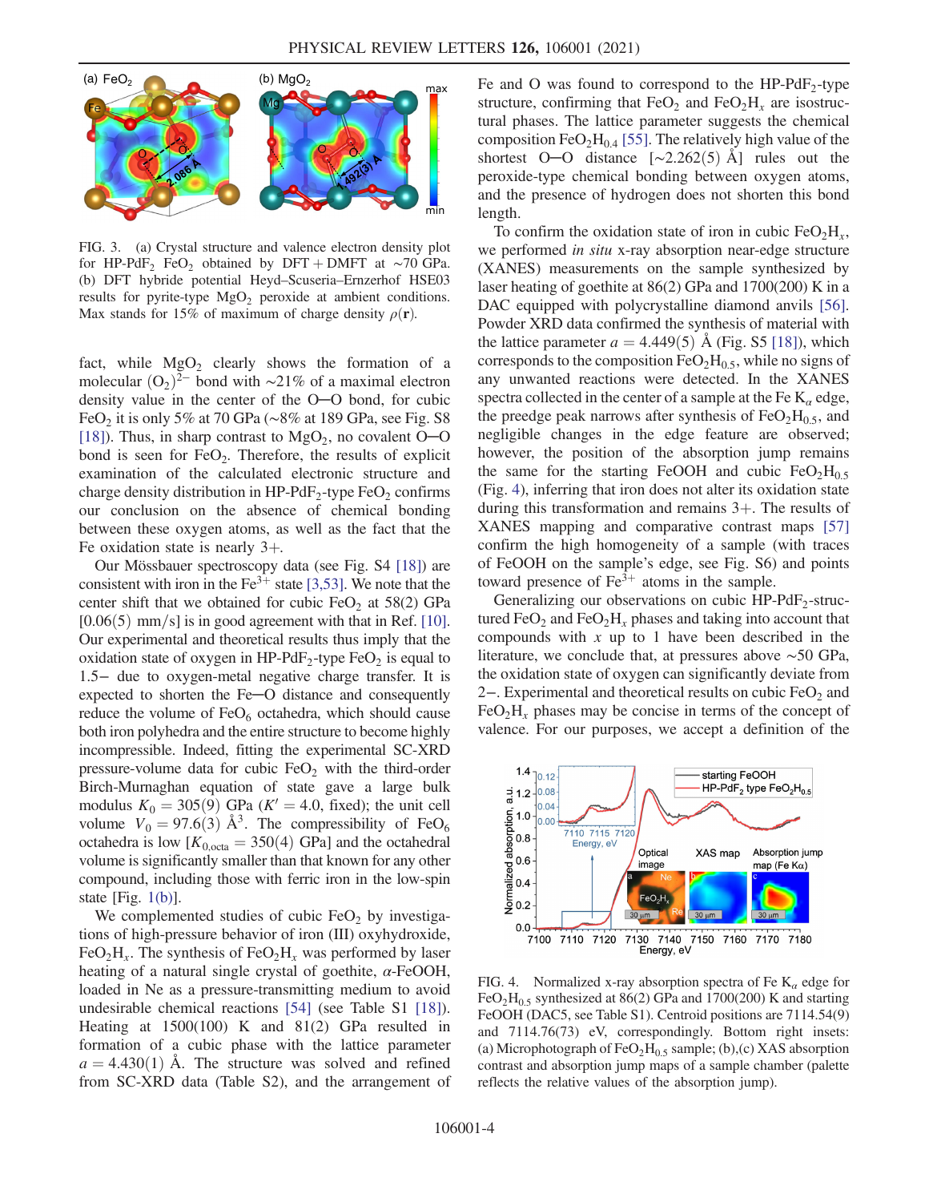FIG. 3. (a) Crystal structure and valence electron density plot for HP-PdF$_2$ FeO$_2$ obtained by DFT + DMFT at ~70 GPa. (b) DFT hybride potential Heyd–Scuseria–Ernzerhof HSE03 results for pyrite-type MgO$_2$ peroxide at ambient conditions. Max stands for 15% of maximum of charge density $\rho(\mathbf{r})$.

fact, while MgO$_2$ clearly shows the formation of a molecular $(O_2)^{2-}$ bond with ~21% of a maximal electron density value in the center of the O─O bond, for cubic FeO$_2$ it is only 5% at 70 GPa (~8% at 189 GPa, see Fig. S8 [18]). Thus, in sharp contrast to MgO$_2$, no covalent O─O bond is seen for FeO$_2$. Therefore, the results of explicit examination of the calculated electronic structure and charge density distribution in HP-PdF$_2$-type FeO$_2$ confirms our conclusion on the absence of chemical bonding between these oxygen atoms, as well as the fact that the Fe oxidation state is nearly 3+.

Our Mössbauer spectroscopy data (see Fig. S4 [18]) are consistent with iron in the $Fe^{3+}$ state [3,53]. We note that the center shift that we obtained for cubic FeO$_2$ at 58(2) GPa [0.06(5) mm/s] is in good agreement with that in Ref. [10]. Our experimental and theoretical results thus imply that the oxidation state of oxygen in HP-PdF$_2$-type FeO$_2$ is equal to 1.5− due to oxygen-metal negative charge transfer. It is expected to shorten the Fe─O distance and consequently reduce the volume of FeO$_6$ octahedra, which should cause both iron polyhedra and the entire structure to become highly incompressible. Indeed, fitting the experimental SC-XRD pressure-volume data for cubic FeO$_2$ with the third-order Birch-Murnaghan equation of state gave a large bulk modulus $K_0 = 305(9)$ GPa ($K' = 4.0$, fixed); the unit cell volume $V_0 = 97.6(3)$ Å$^3$. The compressibility of FeO$_6$ octahedra is low [$K_{0,\text{octa}} = 350(4)$ GPa] and the octahedral volume is significantly smaller than that known for any other compound, including those with ferric iron in the low-spin state [Fig. 1(b)].

We complemented studies of cubic FeO$_2$ by investigations of high-pressure behavior of iron (III) oxyhydroxide, FeO$_2$H$_x$. The synthesis of FeO$_2$H$_x$ was performed by laser heating of a natural single crystal of goethite, α-FeOOH, loaded in Ne as a pressure-transmitting medium to avoid undesirable chemical reactions [54] (see Table S1 [18]). Heating at 1500(100) K and 81(2) GPa resulted in formation of a cubic phase with the lattice parameter $a = 4.430(1)$ Å. The structure was solved and refined from SC-XRD data (Table S2), and the arrangement of Fe and O was found to correspond to the HP-PdF$_2$-type structure, confirming that FeO$_2$ and FeO$_2$H$_x$ are isostructural phases. The lattice parameter suggests the chemical composition FeO$_2$H$_{0.4}$ [55]. The relatively high value of the shortest O─O distance [~2.262(5) Å] rules out the peroxide-type chemical bonding between oxygen atoms, and the presence of hydrogen does not shorten this bond length.

To confirm the oxidation state of iron in cubic FeO$_2$H$_x$, we performed *in situ* x-ray absorption near-edge structure (XANES) measurements on the sample synthesized by laser heating of goethite at 86(2) GPa and 1700(200) K in a DAC equipped with polycrystalline diamond anvils [56]. Powder XRD data confirmed the synthesis of material with the lattice parameter $a = 4.449(5)$ Å (Fig. S5 [18]), which corresponds to the composition FeO$_2$H$_{0.5}$, while no signs of any unwanted reactions were detected. In the XANES spectra collected in the center of a sample at the Fe K$_\alpha$ edge, the preedge peak narrows after synthesis of FeO$_2$H$_{0.5}$, and negligible changes in the edge feature are observed; however, the position of the absorption jump remains the same for the starting FeOOH and cubic FeO$_2$H$_{0.5}$ (Fig. 4), inferring that iron does not alter its oxidation state during this transformation and remains 3+. The results of XANES mapping and comparative contrast maps [57] confirm the high homogeneity of a sample (with traces of FeOOH on the sample's edge, see Fig. S6) and points toward presence of $Fe^{3+}$ atoms in the sample.

Generalizing our observations on cubic HP-PdF$_2$-structured FeO$_2$ and FeO$_2$H$_x$ phases and taking into account that compounds with $x$ up to 1 have been described in the literature, we conclude that, at pressures above ~50 GPa, the oxidation state of oxygen can significantly deviate from 2−. Experimental and theoretical results on cubic FeO$_2$ and FeO$_2$H$_x$ phases may be concise in terms of the concept of valence. For our purposes, we accept a definition of the

FIG. 4. Normalized x-ray absorption spectra of Fe K$_\alpha$ edge for FeO$_2$H$_{0.5}$ synthesized at 86(2) GPa and 1700(200) K and starting FeOOH (DAC5, see Table S1). Centroid positions are 7114.54(9) and 7114.76(73) eV, correspondingly. Bottom right insets: (a) Microphotograph of FeO$_2$H$_{0.5}$ sample; (b),(c) XAS absorption contrast and absorption jump maps of a sample chamber (palette reflects the relative values of the absorption jump).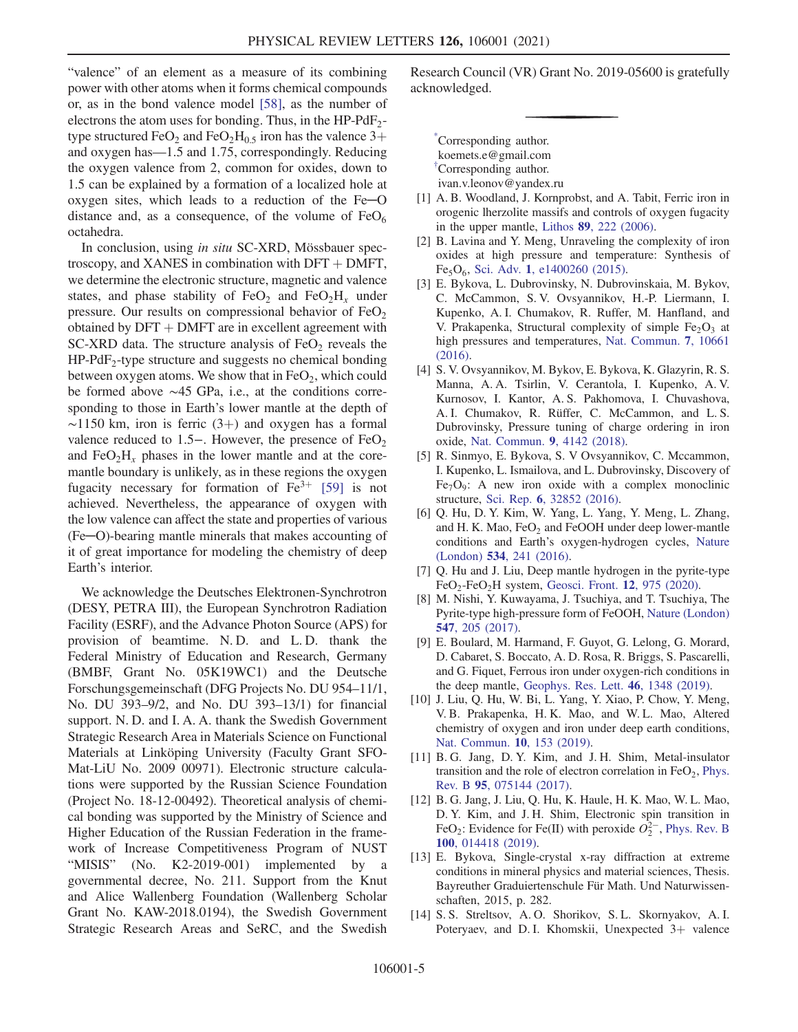"valence" of an element as a measure of its combining power with other atoms when it forms chemical compounds or, as in the bond valence model [58], as the number of electrons the atom uses for bonding. Thus, in the HP-$PdF_2$-type structured $FeO_2$ and $FeO_2H_{0.5}$ iron has the valence 3+ and oxygen has—1.5 and 1.75, correspondingly. Reducing the oxygen valence from 2, common for oxides, down to 1.5 can be explained by a formation of a localized hole at oxygen sites, which leads to a reduction of the Fe─O distance and, as a consequence, of the volume of $FeO_6$ octahedra.

In conclusion, using *in situ* SC-XRD, Mössbauer spectroscopy, and XANES in combination with DFT + DMFT, we determine the electronic structure, magnetic and valence states, and phase stability of $FeO_2$ and $FeO_2H_x$ under pressure. Our results on compressional behavior of $FeO_2$ obtained by DFT + DMFT are in excellent agreement with SC-XRD data. The structure analysis of $FeO_2$ reveals the HP-$PdF_2$-type structure and suggests no chemical bonding between oxygen atoms. We show that in $FeO_2$, which could be formed above ∼45 GPa, i.e., at the conditions corresponding to those in Earth's lower mantle at the depth of ∼1150 km, iron is ferric (3+) and oxygen has a formal valence reduced to 1.5−. However, the presence of $FeO_2$ and $FeO_2H_x$ phases in the lower mantle and at the core-mantle boundary is unlikely, as in these regions the oxygen fugacity necessary for formation of $Fe^{3+}$ [59] is not achieved. Nevertheless, the appearance of oxygen with the low valence can affect the state and properties of various (Fe─O)-bearing mantle minerals that makes accounting of it of great importance for modeling the chemistry of deep Earth's interior.

We acknowledge the Deutsches Elektronen-Synchrotron (DESY, PETRA III), the European Synchrotron Radiation Facility (ESRF), and the Advance Photon Source (APS) for provision of beamtime. N. D. and L. D. thank the Federal Ministry of Education and Research, Germany (BMBF, Grant No. 05K19WC1) and the Deutsche Forschungsgemeinschaft (DFG Projects No. DU 954–11/1, No. DU 393–9/2, and No. DU 393–13/1) for financial support. N. D. and I. A. A. thank the Swedish Government Strategic Research Area in Materials Science on Functional Materials at Linköping University (Faculty Grant SFO-Mat-LiU No. 2009 00971). Electronic structure calculations were supported by the Russian Science Foundation (Project No. 18-12-00492). Theoretical analysis of chemical bonding was supported by the Ministry of Science and Higher Education of the Russian Federation in the framework of Increase Competitiveness Program of NUST "MISIS" (No. K2-2019-001) implemented by a governmental decree, No. 211. Support from the Knut and Alice Wallenberg Foundation (Wallenberg Scholar Grant No. KAW-2018.0194), the Swedish Government Strategic Research Areas and SeRC, and the Swedish Research Council (VR) Grant No. 2019-05600 is gratefully acknowledged.

[*]Corresponding author.
koemets.e@gmail.com

[†]Corresponding author.
ivan.v.leonov@yandex.ru

[1] A. B. Woodland, J. Kornprobst, and A. Tabit, Ferric iron in orogenic lherzolite massifs and controls of oxygen fugacity in the upper mantle, Lithos **89**, 222 (2006).

[2] B. Lavina and Y. Meng, Unraveling the complexity of iron oxides at high pressure and temperature: Synthesis of $Fe_5O_6$, Sci. Adv. **1**, e1400260 (2015).

[3] E. Bykova, L. Dubrovinsky, N. Dubrovinskaia, M. Bykov, C. McCammon, S. V. Ovsyannikov, H.-P. Liermann, I. Kupenko, A. I. Chumakov, R. Ruffer, M. Hanfland, and V. Prakapenka, Structural complexity of simple $Fe_2O_3$ at high pressures and temperatures, Nat. Commun. **7**, 10661 (2016).

[4] S. V. Ovsyannikov, M. Bykov, E. Bykova, K. Glazyrin, R. S. Manna, A. A. Tsirlin, V. Cerantola, I. Kupenko, A. V. Kurnosov, I. Kantor, A. S. Pakhomova, I. Chuvashova, A. I. Chumakov, R. Rüffer, C. McCammon, and L. S. Dubrovinsky, Pressure tuning of charge ordering in iron oxide, Nat. Commun. **9**, 4142 (2018).

[5] R. Sinmyo, E. Bykova, S. V Ovsyannikov, C. Mccammon, I. Kupenko, L. Ismailova, and L. Dubrovinsky, Discovery of $Fe_7O_9$: A new iron oxide with a complex monoclinic structure, Sci. Rep. **6**, 32852 (2016).

[6] Q. Hu, D. Y. Kim, W. Yang, L. Yang, Y. Meng, L. Zhang, and H. K. Mao, $FeO_2$ and FeOOH under deep lower-mantle conditions and Earth's oxygen-hydrogen cycles, Nature (London) **534**, 241 (2016).

[7] Q. Hu and J. Liu, Deep mantle hydrogen in the pyrite-type $FeO_2$-$FeO_2H$ system, Geosci. Front. **12**, 975 (2020).

[8] M. Nishi, Y. Kuwayama, J. Tsuchiya, and T. Tsuchiya, The Pyrite-type high-pressure form of FeOOH, Nature (London) **547**, 205 (2017).

[9] E. Boulard, M. Harmand, F. Guyot, G. Lelong, G. Morard, D. Cabaret, S. Boccato, A. D. Rosa, R. Briggs, S. Pascarelli, and G. Fiquet, Ferrous iron under oxygen-rich conditions in the deep mantle, Geophys. Res. Lett. **46**, 1348 (2019).

[10] J. Liu, Q. Hu, W. Bi, L. Yang, Y. Xiao, P. Chow, Y. Meng, V. B. Prakapenka, H. K. Mao, and W. L. Mao, Altered chemistry of oxygen and iron under deep earth conditions, Nat. Commun. **10**, 153 (2019).

[11] B. G. Jang, D. Y. Kim, and J. H. Shim, Metal-insulator transition and the role of electron correlation in $FeO_2$, Phys. Rev. B **95**, 075144 (2017).

[12] B. G. Jang, J. Liu, Q. Hu, K. Haule, H. K. Mao, W. L. Mao, D. Y. Kim, and J. H. Shim, Electronic spin transition in $FeO_2$: Evidence for Fe(II) with peroxide $O_2^{2-}$, Phys. Rev. B **100**, 014418 (2019).

[13] E. Bykova, Single-crystal x-ray diffraction at extreme conditions in mineral physics and material sciences, Thesis. Bayreuther Graduiertenschule Für Math. Und Naturwissenschaften, 2015, p. 282.

[14] S. S. Streltsov, A. O. Shorikov, S. L. Skornyakov, A. I. Poteryaev, and D. I. Khomskii, Unexpected 3+ valence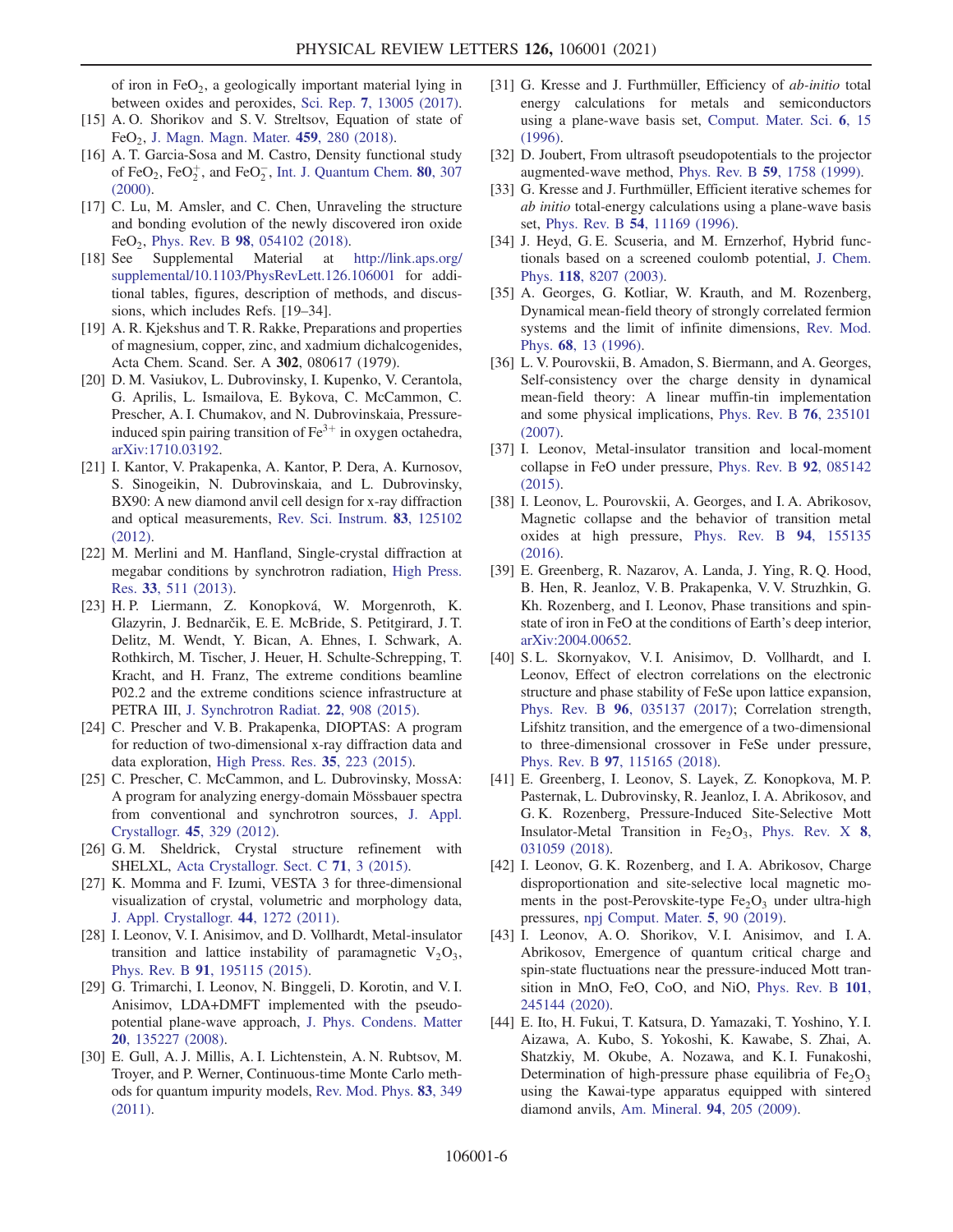of iron in $FeO_2$, a geologically important material lying in between oxides and peroxides, Sci. Rep. **7**, 13005 (2017).

[15] A. O. Shorikov and S. V. Streltsov, Equation of state of $FeO_2$, J. Magn. Magn. Mater. **459**, 280 (2018).

[16] A. T. Garcia-Sosa and M. Castro, Density functional study of $FeO_2$, $FeO_2^+$, and $FeO_2^-$, Int. J. Quantum Chem. **80**, 307 (2000).

[17] C. Lu, M. Amsler, and C. Chen, Unraveling the structure and bonding evolution of the newly discovered iron oxide $FeO_2$, Phys. Rev. B **98**, 054102 (2018).

[18] See Supplemental Material at http://link.aps.org/supplemental/10.1103/PhysRevLett.126.106001 for additional tables, figures, description of methods, and discussions, which includes Refs. [19–34].

[19] A. R. Kjekshus and T. R. Rakke, Preparations and properties of magnesium, copper, zinc, and xadmium dichalcogenides, Acta Chem. Scand. Ser. A **302**, 080617 (1979).

[20] D. M. Vasiukov, L. Dubrovinsky, I. Kupenko, V. Cerantola, G. Aprilis, L. Ismailova, E. Bykova, C. McCammon, C. Prescher, A. I. Chumakov, and N. Dubrovinskaia, Pressure-induced spin pairing transition of $Fe^{3+}$ in oxygen octahedra, arXiv:1710.03192.

[21] I. Kantor, V. Prakapenka, A. Kantor, P. Dera, A. Kurnosov, S. Sinogeikin, N. Dubrovinskaia, and L. Dubrovinsky, BX90: A new diamond anvil cell design for x-ray diffraction and optical measurements, Rev. Sci. Instrum. **83**, 125102 (2012).

[22] M. Merlini and M. Hanfland, Single-crystal diffraction at megabar conditions by synchrotron radiation, High Press. Res. **33**, 511 (2013).

[23] H. P. Liermann, Z. Konopková, W. Morgenroth, K. Glazyrin, J. Bednarčik, E. E. McBride, S. Petitgirard, J. T. Delitz, M. Wendt, Y. Bican, A. Ehnes, I. Schwark, A. Rothkirch, M. Tischer, J. Heuer, H. Schulte-Schrepping, T. Kracht, and H. Franz, The extreme conditions beamline P02.2 and the extreme conditions science infrastructure at PETRA III, J. Synchrotron Radiat. **22**, 908 (2015).

[24] C. Prescher and V. B. Prakapenka, DIOPTAS: A program for reduction of two-dimensional x-ray diffraction data and data exploration, High Press. Res. **35**, 223 (2015).

[25] C. Prescher, C. McCammon, and L. Dubrovinsky, MossA: A program for analyzing energy-domain Mössbauer spectra from conventional and synchrotron sources, J. Appl. Crystallogr. **45**, 329 (2012).

[26] G. M. Sheldrick, Crystal structure refinement with SHELXL, Acta Crystallogr. Sect. C **71**, 3 (2015).

[27] K. Momma and F. Izumi, VESTA 3 for three-dimensional visualization of crystal, volumetric and morphology data, J. Appl. Crystallogr. **44**, 1272 (2011).

[28] I. Leonov, V. I. Anisimov, and D. Vollhardt, Metal-insulator transition and lattice instability of paramagnetic $V_2O_3$, Phys. Rev. B **91**, 195115 (2015).

[29] G. Trimarchi, I. Leonov, N. Binggeli, D. Korotin, and V. I. Anisimov, LDA+DMFT implemented with the pseudopotential plane-wave approach, J. Phys. Condens. Matter **20**, 135227 (2008).

[30] E. Gull, A. J. Millis, A. I. Lichtenstein, A. N. Rubtsov, M. Troyer, and P. Werner, Continuous-time Monte Carlo methods for quantum impurity models, Rev. Mod. Phys. **83**, 349 (2011).

[31] G. Kresse and J. Furthmüller, Efficiency of *ab-initio* total energy calculations for metals and semiconductors using a plane-wave basis set, Comput. Mater. Sci. **6**, 15 (1996).

[32] D. Joubert, From ultrasoft pseudopotentials to the projector augmented-wave method, Phys. Rev. B **59**, 1758 (1999).

[33] G. Kresse and J. Furthmüller, Efficient iterative schemes for *ab initio* total-energy calculations using a plane-wave basis set, Phys. Rev. B **54**, 11169 (1996).

[34] J. Heyd, G. E. Scuseria, and M. Ernzerhof, Hybrid functionals based on a screened coulomb potential, J. Chem. Phys. **118**, 8207 (2003).

[35] A. Georges, G. Kotliar, W. Krauth, and M. Rozenberg, Dynamical mean-field theory of strongly correlated fermion systems and the limit of infinite dimensions, Rev. Mod. Phys. **68**, 13 (1996).

[36] L. V. Pourovskii, B. Amadon, S. Biermann, and A. Georges, Self-consistency over the charge density in dynamical mean-field theory: A linear muffin-tin implementation and some physical implications, Phys. Rev. B **76**, 235101 (2007).

[37] I. Leonov, Metal-insulator transition and local-moment collapse in FeO under pressure, Phys. Rev. B **92**, 085142 (2015).

[38] I. Leonov, L. Pourovskii, A. Georges, and I. A. Abrikosov, Magnetic collapse and the behavior of transition metal oxides at high pressure, Phys. Rev. B **94**, 155135 (2016).

[39] E. Greenberg, R. Nazarov, A. Landa, J. Ying, R. Q. Hood, B. Hen, R. Jeanloz, V. B. Prakapenka, V. V. Struzhkin, G. Kh. Rozenberg, and I. Leonov, Phase transitions and spin-state of iron in FeO at the conditions of Earth's deep interior, arXiv:2004.00652.

[40] S. L. Skornyakov, V. I. Anisimov, D. Vollhardt, and I. Leonov, Effect of electron correlations on the electronic structure and phase stability of FeSe upon lattice expansion, Phys. Rev. B **96**, 035137 (2017); Correlation strength, Lifshitz transition, and the emergence of a two-dimensional to three-dimensional crossover in FeSe under pressure, Phys. Rev. B **97**, 115165 (2018).

[41] E. Greenberg, I. Leonov, S. Layek, Z. Konopkova, M. P. Pasternak, L. Dubrovinsky, R. Jeanloz, I. A. Abrikosov, and G. K. Rozenberg, Pressure-Induced Site-Selective Mott Insulator-Metal Transition in $Fe_2O_3$, Phys. Rev. X **8**, 031059 (2018).

[42] I. Leonov, G. K. Rozenberg, and I. A. Abrikosov, Charge disproportionation and site-selective local magnetic moments in the post-Perovskite-type $Fe_2O_3$ under ultra-high pressures, npj Comput. Mater. **5**, 90 (2019).

[43] I. Leonov, A. O. Shorikov, V. I. Anisimov, and I. A. Abrikosov, Emergence of quantum critical charge and spin-state fluctuations near the pressure-induced Mott transition in MnO, FeO, CoO, and NiO, Phys. Rev. B **101**, 245144 (2020).

[44] E. Ito, H. Fukui, T. Katsura, D. Yamazaki, T. Yoshino, Y. I. Aizawa, A. Kubo, S. Yokoshi, K. Kawabe, S. Zhai, A. Shatzkiy, M. Okube, A. Nozawa, and K. I. Funakoshi, Determination of high-pressure phase equilibria of $Fe_2O_3$ using the Kawai-type apparatus equipped with sintered diamond anvils, Am. Mineral. **94**, 205 (2009).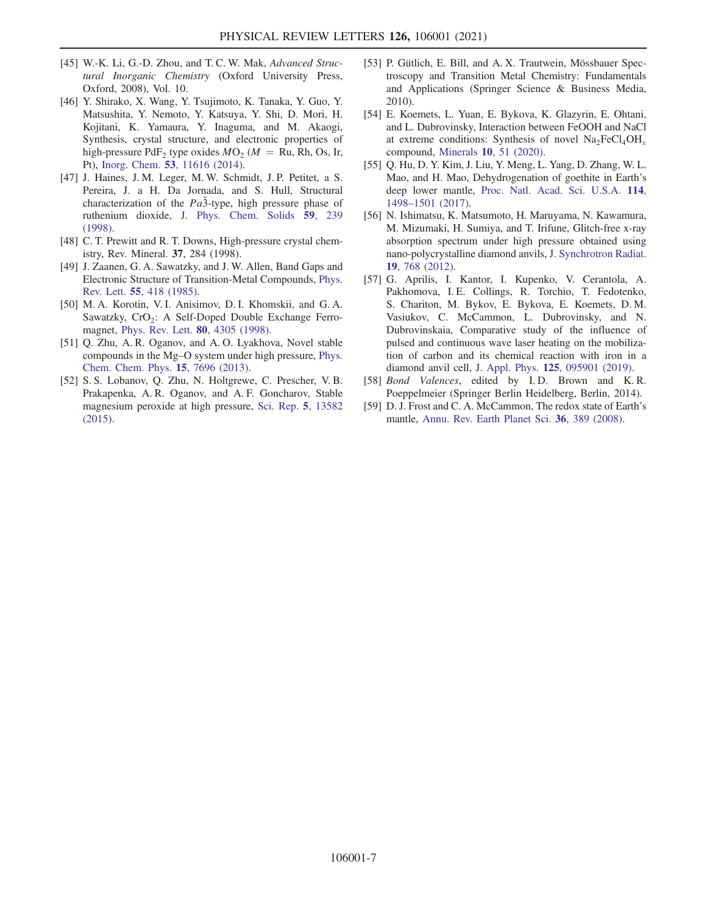[45] W.-K. Li, G.-D. Zhou, and T. C. W. Mak, *Advanced Structural Inorganic Chemistry* (Oxford University Press, Oxford, 2008), Vol. 10.

[46] Y. Shirako, X. Wang, Y. Tsujimoto, K. Tanaka, Y. Guo, Y. Matsushita, Y. Nemoto, Y. Katsuya, Y. Shi, D. Mori, H. Kojitani, K. Yamaura, Y. Inaguma, and M. Akaogi, Synthesis, crystal structure, and electronic properties of high-pressure $PdF_2$ type oxides $MO_2$ ($M$ = Ru, Rh, Os, Ir, Pt), Inorg. Chem. **53**, 11616 (2014).

[47] J. Haines, J. M. Leger, M. W. Schmidt, J. P. Petitet, a S. Pereira, J. a H. Da Jornada, and S. Hull, Structural characterization of the $Pa\bar{3}$-type, high pressure phase of ruthenium dioxide, J. Phys. Chem. Solids **59**, 239 (1998).

[48] C. T. Prewitt and R. T. Downs, High-pressure crystal chemistry, Rev. Mineral. **37**, 284 (1998).

[49] J. Zaanen, G. A. Sawatzky, and J. W. Allen, Band Gaps and Electronic Structure of Transition-Metal Compounds, Phys. Rev. Lett. **55**, 418 (1985).

[50] M. A. Korotin, V. I. Anisimov, D. I. Khomskii, and G. A. Sawatzky, $CrO_2$: A Self-Doped Double Exchange Ferromagnet, Phys. Rev. Lett. **80**, 4305 (1998).

[51] Q. Zhu, A. R. Oganov, and A. O. Lyakhova, Novel stable compounds in the Mg–O system under high pressure, Phys. Chem. Chem. Phys. **15**, 7696 (2013).

[52] S. S. Lobanov, Q. Zhu, N. Holtgrewe, C. Prescher, V. B. Prakapenka, A. R. Oganov, and A. F. Goncharov, Stable magnesium peroxide at high pressure, Sci. Rep. **5**, 13582 (2015).

[53] P. Gütlich, E. Bill, and A. X. Trautwein, Mössbauer Spectroscopy and Transition Metal Chemistry: Fundamentals and Applications (Springer Science & Business Media, 2010).

[54] E. Koemets, L. Yuan, E. Bykova, K. Glazyrin, E. Ohtani, and L. Dubrovinsky, Interaction between FeOOH and NaCl at extreme conditions: Synthesis of novel $Na_2FeCl_4OH_x$ compound, Minerals **10**, 51 (2020).

[55] Q. Hu, D. Y. Kim, J. Liu, Y. Meng, L. Yang, D. Zhang, W. L. Mao, and H. Mao, Dehydrogenation of goethite in Earth's deep lower mantle, Proc. Natl. Acad. Sci. U.S.A. **114**, 1498–1501 (2017).

[56] N. Ishimatsu, K. Matsumoto, H. Maruyama, N. Kawamura, M. Mizumaki, H. Sumiya, and T. Irifune, Glitch-free x-ray absorption spectrum under high pressure obtained using nano-polycrystalline diamond anvils, J. Synchrotron Radiat. **19**, 768 (2012).

[57] G. Aprilis, I. Kantor, I. Kupenko, V. Cerantola, A. Pakhomova, I. E. Collings, R. Torchio, T. Fedotenko, S. Chariton, M. Bykov, E. Bykova, E. Koemets, D. M. Vasiukov, C. McCammon, L. Dubrovinsky, and N. Dubrovinskaia, Comparative study of the influence of pulsed and continuous wave laser heating on the mobilization of carbon and its chemical reaction with iron in a diamond anvil cell, J. Appl. Phys. **125**, 095901 (2019).

[58] *Bond Valences*, edited by I. D. Brown and K. R. Poeppelmeier (Springer Berlin Heidelberg, Berlin, 2014).

[59] D. J. Frost and C. A. McCammon, The redox state of Earth's mantle, Annu. Rev. Earth Planet Sci. **36**, 389 (2008).